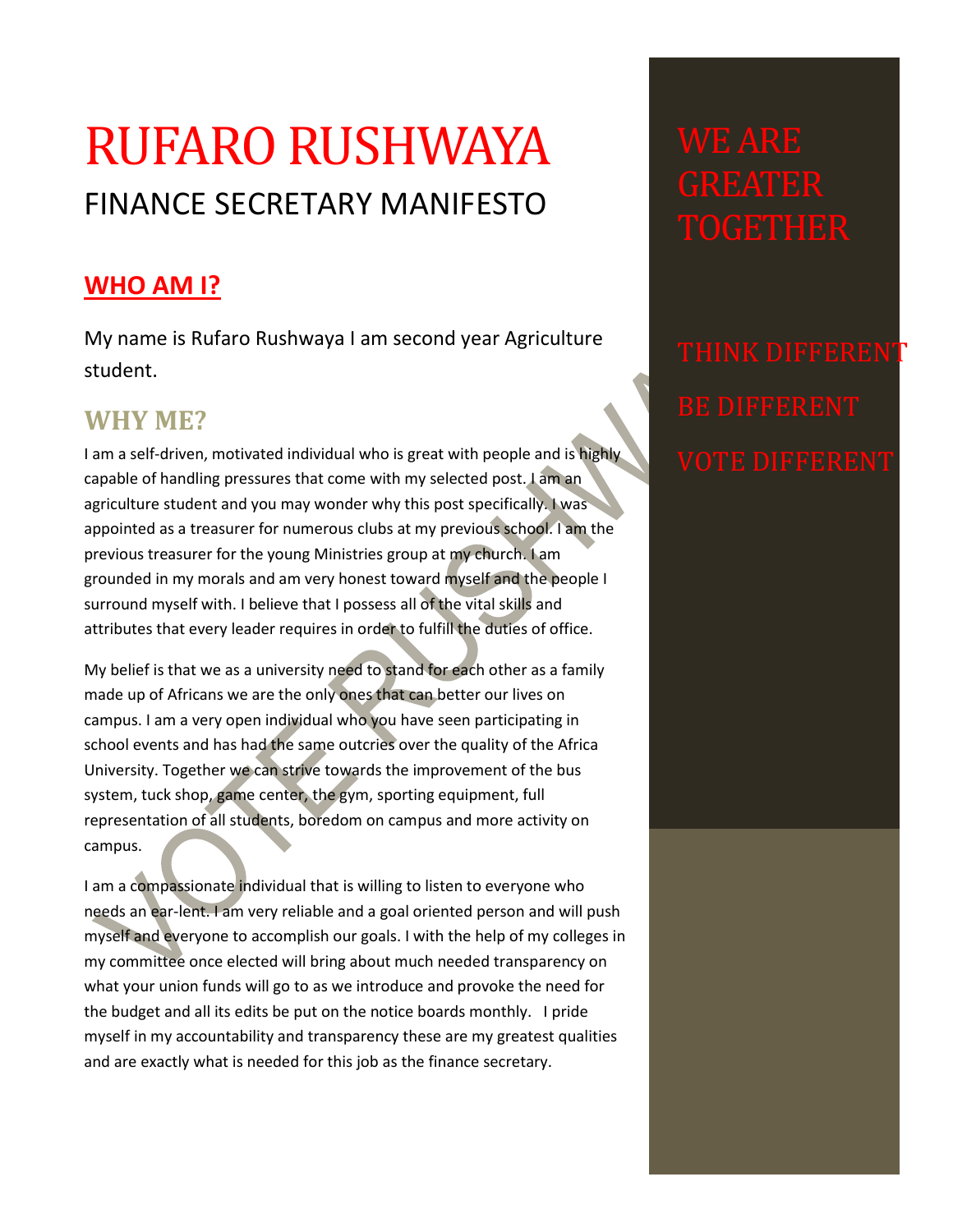# RUFARO RUSHWAYA

## FINANCE SECRETARY MANIFESTO

## WHO AM I?

My name is Rufaro Rushwaya I am second year Agriculture student.

## WHY ME?

I am a self-driven, motivated individual who is great with people and is highly capable of handling pressures that come with my selected post. I am an agriculture student and you may wonder why this post specifically. I was appointed as a treasurer for numerous clubs at my previous school. I am the previous treasurer for the young Ministries group at my church. I am grounded in my morals and am very honest toward myself and the people I surround myself with. I believe that I possess all of the vital skills and attributes that every leader requires in order to fulfill the duties of office.

My belief is that we as a university need to stand for each other as a family made up of Africans we are the only ones that can better our lives on campus. I am a very open individual who you have seen participating in school events and has had the same outcries over the quality of the Africa University. Together we can strive towards the improvement of the bus system, tuck shop, game center, the gym, sporting equipment, full representation of all students, boredom on campus and more activity on campus.

I am a compassionate individual that is willing to listen to everyone who needs an ear-lent. I am very reliable and a goal oriented person and will push myself and everyone to accomplish our goals. I with the help of my colleges in my committee once elected will bring about much needed transparency on what your union funds will go to as we introduce and provoke the need for the budget and all its edits be put on the notice boards monthly. I pride myself in my accountability and transparency these are my greatest qualities and are exactly what is needed for this job as the finance secretary.

WE ARE GREATER TOGETHER

THINK DIFFERENT

BE DIFFERENT

VOTE DIFFERENT

VOTE RUSHWAYA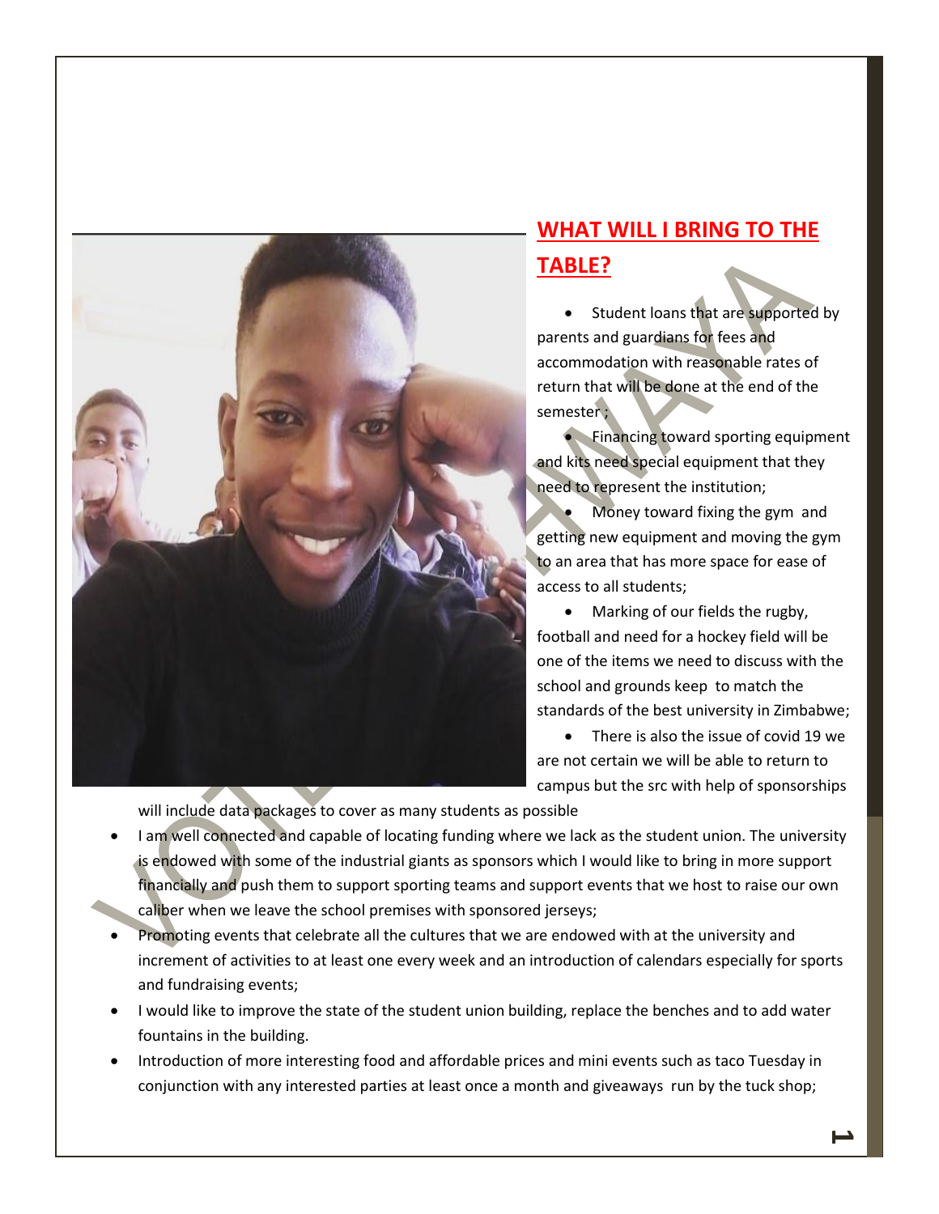## WHAT WILL I BRING TO THE TABLE?

- Student loans that are supported by parents and guardians for fees and accommodation with reasonable rates of return that will be done at the end of the semester ;
- Financing toward sporting equipment and kits need special equipment that they need to represent the institution;
- Money toward fixing the gym and getting new equipment and moving the gym to an area that has more space for ease of access to all students;
- Marking of our fields the rugby, football and need for a hockey field will be one of the items we need to discuss with the school and grounds keep to match the standards of the best university in Zimbabwe;
- There is also the issue of covid 19 we are not certain we will be able to return to campus but the src with help of sponsorships will include data packages to cover as many students as possible
- I am well connected and capable of locating funding where we lack as the student union. The university is endowed with some of the industrial giants as sponsors which I would like to bring in more support financially and push them to support sporting teams and support events that we host to raise our own caliber when we leave the school premises with sponsored jerseys;
- Promoting events that celebrate all the cultures that we are endowed with at the university and increment of activities to at least one every week and an introduction of calendars especially for sports and fundraising events;
- I would like to improve the state of the student union building, replace the benches and to add water fountains in the building.
- Introduction of more interesting food and affordable prices and mini events such as taco Tuesday in conjunction with any interested parties at least once a month and giveaways run by the tuck shop;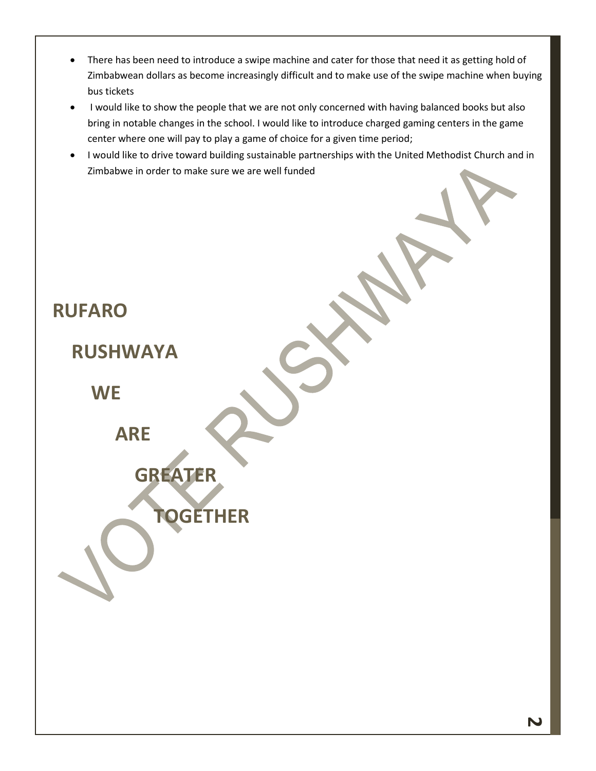- There has been need to introduce a swipe machine and cater for those that need it as getting hold of Zimbabwean dollars as become increasingly difficult and to make use of the swipe machine when buying bus tickets
- I would like to show the people that we are not only concerned with having balanced books but also bring in notable changes in the school. I would like to introduce charged gaming centers in the game center where one will pay to play a game of choice for a given time period;
- I would like to drive toward building sustainable partnerships with the United Methodist Church and in Zimbabwe in order to make sure we are well funded

**RUFARO**

**RUSHWAYA**

**WE**

**ARE**

**GREATER**

**TOGETHER**

VOTE RUSHWAYA